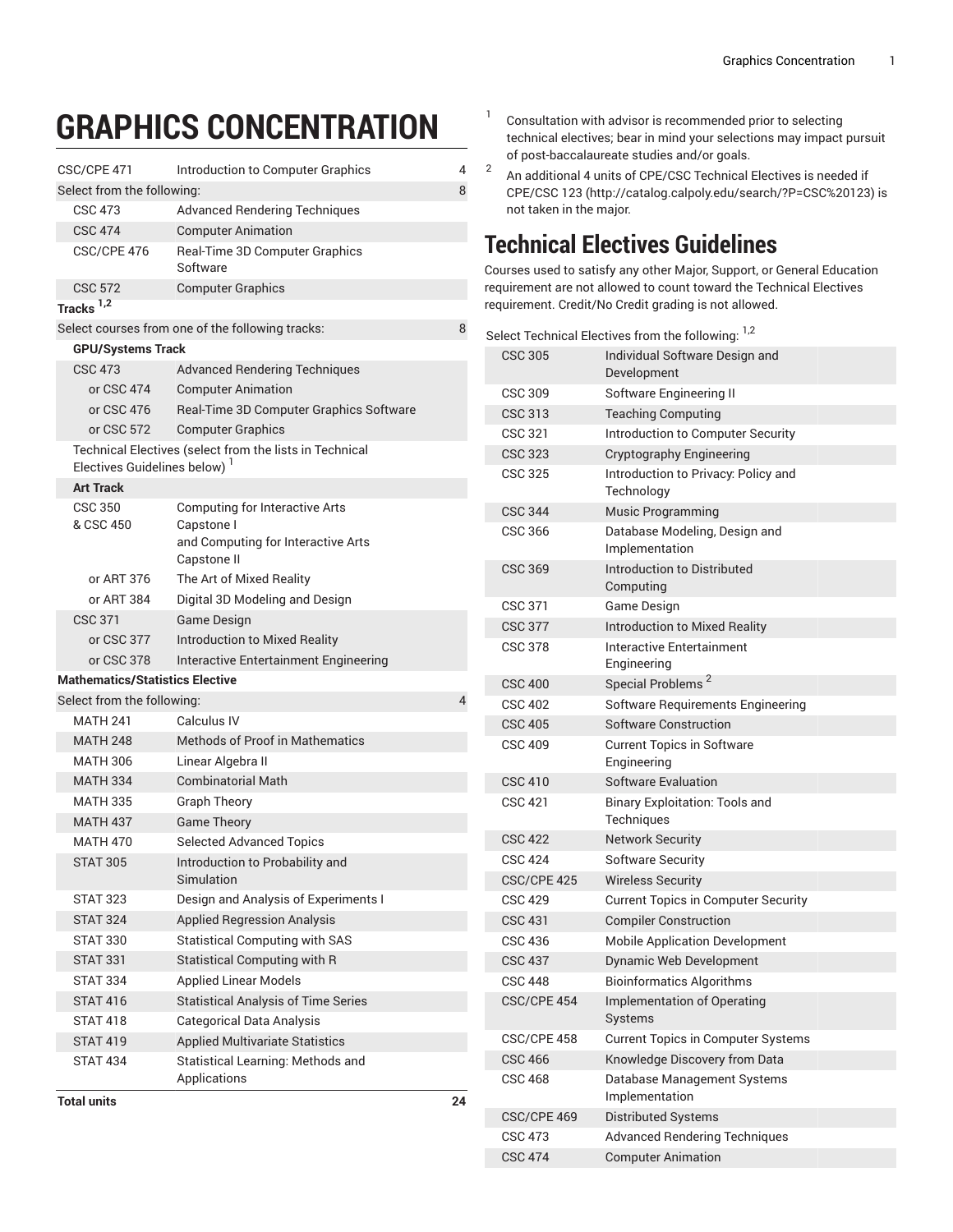# GRAPHICS CONCENTRATION

| | | |
|---|---|---|
| CSC/CPE 471 | Introduction to Computer Graphics | 4 |
| Select from the following: | | 8 |
| CSC 473 | Advanced Rendering Techniques | |
| CSC 474 | Computer Animation | |
| CSC/CPE 476 | Real-Time 3D Computer Graphics Software | |
| CSC 572 | Computer Graphics | |
| **Tracks** [1,2] | | |
| Select courses from one of the following tracks: | | 8 |
| **GPU/Systems Track** | | |
| CSC 473 | Advanced Rendering Techniques | |
| or CSC 474 | Computer Animation | |
| or CSC 476 | Real-Time 3D Computer Graphics Software | |
| or CSC 572 | Computer Graphics | |
| Technical Electives (select from the lists in Technical Electives Guidelines below) [1] | | |
| **Art Track** | | |
| CSC 350 & CSC 450 | Computing for Interactive Arts Capstone I and Computing for Interactive Arts Capstone II | |
| or ART 376 | The Art of Mixed Reality | |
| or ART 384 | Digital 3D Modeling and Design | |
| CSC 371 | Game Design | |
| or CSC 377 | Introduction to Mixed Reality | |
| or CSC 378 | Interactive Entertainment Engineering | |
| **Mathematics/Statistics Elective** | | |
| Select from the following: | | 4 |
| MATH 241 | Calculus IV | |
| MATH 248 | Methods of Proof in Mathematics | |
| MATH 306 | Linear Algebra II | |
| MATH 334 | Combinatorial Math | |
| MATH 335 | Graph Theory | |
| MATH 437 | Game Theory | |
| MATH 470 | Selected Advanced Topics | |
| STAT 305 | Introduction to Probability and Simulation | |
| STAT 323 | Design and Analysis of Experiments I | |
| STAT 324 | Applied Regression Analysis | |
| STAT 330 | Statistical Computing with SAS | |
| STAT 331 | Statistical Computing with R | |
| STAT 334 | Applied Linear Models | |
| STAT 416 | Statistical Analysis of Time Series | |
| STAT 418 | Categorical Data Analysis | |
| STAT 419 | Applied Multivariate Statistics | |
| STAT 434 | Statistical Learning: Methods and Applications | |
| **Total units** | | **24** |

[1] Consultation with advisor is recommended prior to selecting technical electives; bear in mind your selections may impact pursuit of post-baccalaureate studies and/or goals.

[2] An additional 4 units of CPE/CSC Technical Electives is needed if CPE/CSC 123 (http://catalog.calpoly.edu/search/?P=CSC%20123) is not taken in the major.

## Technical Electives Guidelines

Courses used to satisfy any other Major, Support, or General Education requirement are not allowed to count toward the Technical Electives requirement. Credit/No Credit grading is not allowed.

| | |
|---|---|
| Select Technical Electives from the following: [1,2] | |
| CSC 305 | Individual Software Design and Development |
| CSC 309 | Software Engineering II |
| CSC 313 | Teaching Computing |
| CSC 321 | Introduction to Computer Security |
| CSC 323 | Cryptography Engineering |
| CSC 325 | Introduction to Privacy: Policy and Technology |
| CSC 344 | Music Programming |
| CSC 366 | Database Modeling, Design and Implementation |
| CSC 369 | Introduction to Distributed Computing |
| CSC 371 | Game Design |
| CSC 377 | Introduction to Mixed Reality |
| CSC 378 | Interactive Entertainment Engineering |
| CSC 400 | Special Problems [2] |
| CSC 402 | Software Requirements Engineering |
| CSC 405 | Software Construction |
| CSC 409 | Current Topics in Software Engineering |
| CSC 410 | Software Evaluation |
| CSC 421 | Binary Exploitation: Tools and Techniques |
| CSC 422 | Network Security |
| CSC 424 | Software Security |
| CSC/CPE 425 | Wireless Security |
| CSC 429 | Current Topics in Computer Security |
| CSC 431 | Compiler Construction |
| CSC 436 | Mobile Application Development |
| CSC 437 | Dynamic Web Development |
| CSC 448 | Bioinformatics Algorithms |
| CSC/CPE 454 | Implementation of Operating Systems |
| CSC/CPE 458 | Current Topics in Computer Systems |
| CSC 466 | Knowledge Discovery from Data |
| CSC 468 | Database Management Systems Implementation |
| CSC/CPE 469 | Distributed Systems |
| CSC 473 | Advanced Rendering Techniques |
| CSC 474 | Computer Animation |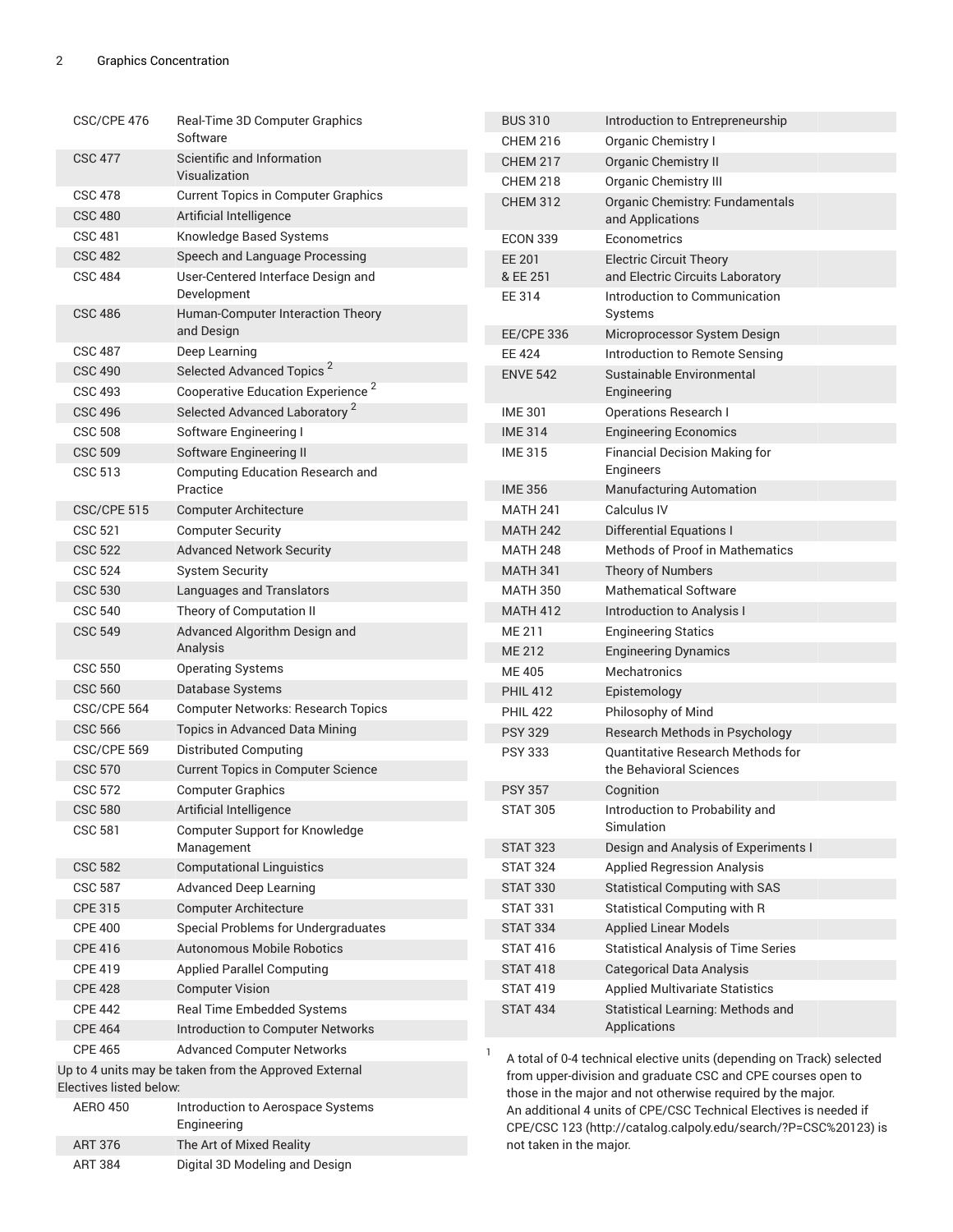| | |
|---|---|
| CSC/CPE 476 | Real-Time 3D Computer Graphics Software |
| CSC 477 | Scientific and Information Visualization |
| CSC 478 | Current Topics in Computer Graphics |
| CSC 480 | Artificial Intelligence |
| CSC 481 | Knowledge Based Systems |
| CSC 482 | Speech and Language Processing |
| CSC 484 | User-Centered Interface Design and Development |
| CSC 486 | Human-Computer Interaction Theory and Design |
| CSC 487 | Deep Learning |
| CSC 490 | Selected Advanced Topics [2] |
| CSC 493 | Cooperative Education Experience [2] |
| CSC 496 | Selected Advanced Laboratory [2] |
| CSC 508 | Software Engineering I |
| CSC 509 | Software Engineering II |
| CSC 513 | Computing Education Research and Practice |
| CSC/CPE 515 | Computer Architecture |
| CSC 521 | Computer Security |
| CSC 522 | Advanced Network Security |
| CSC 524 | System Security |
| CSC 530 | Languages and Translators |
| CSC 540 | Theory of Computation II |
| CSC 549 | Advanced Algorithm Design and Analysis |
| CSC 550 | Operating Systems |
| CSC 560 | Database Systems |
| CSC/CPE 564 | Computer Networks: Research Topics |
| CSC 566 | Topics in Advanced Data Mining |
| CSC/CPE 569 | Distributed Computing |
| CSC 570 | Current Topics in Computer Science |
| CSC 572 | Computer Graphics |
| CSC 580 | Artificial Intelligence |
| CSC 581 | Computer Support for Knowledge Management |
| CSC 582 | Computational Linguistics |
| CSC 587 | Advanced Deep Learning |
| CPE 315 | Computer Architecture |
| CPE 400 | Special Problems for Undergraduates |
| CPE 416 | Autonomous Mobile Robotics |
| CPE 419 | Applied Parallel Computing |
| CPE 428 | Computer Vision |
| CPE 442 | Real Time Embedded Systems |
| CPE 464 | Introduction to Computer Networks |
| CPE 465 | Advanced Computer Networks |
| Up to 4 units may be taken from the Approved External Electives listed below: | |
| AERO 450 | Introduction to Aerospace Systems Engineering |
| ART 376 | The Art of Mixed Reality |
| ART 384 | Digital 3D Modeling and Design |
| BUS 310 | Introduction to Entrepreneurship |
| CHEM 216 | Organic Chemistry I |
| CHEM 217 | Organic Chemistry II |
| CHEM 218 | Organic Chemistry III |
| CHEM 312 | Organic Chemistry: Fundamentals and Applications |
| ECON 339 | Econometrics |
| EE 201 & EE 251 | Electric Circuit Theory and Electric Circuits Laboratory |
| EE 314 | Introduction to Communication Systems |
| EE/CPE 336 | Microprocessor System Design |
| EE 424 | Introduction to Remote Sensing |
| ENVE 542 | Sustainable Environmental Engineering |
| IME 301 | Operations Research I |
| IME 314 | Engineering Economics |
| IME 315 | Financial Decision Making for Engineers |
| IME 356 | Manufacturing Automation |
| MATH 241 | Calculus IV |
| MATH 242 | Differential Equations I |
| MATH 248 | Methods of Proof in Mathematics |
| MATH 341 | Theory of Numbers |
| MATH 350 | Mathematical Software |
| MATH 412 | Introduction to Analysis I |
| ME 211 | Engineering Statics |
| ME 212 | Engineering Dynamics |
| ME 405 | Mechatronics |
| PHIL 412 | Epistemology |
| PHIL 422 | Philosophy of Mind |
| PSY 329 | Research Methods in Psychology |
| PSY 333 | Quantitative Research Methods for the Behavioral Sciences |
| PSY 357 | Cognition |
| STAT 305 | Introduction to Probability and Simulation |
| STAT 323 | Design and Analysis of Experiments I |
| STAT 324 | Applied Regression Analysis |
| STAT 330 | Statistical Computing with SAS |
| STAT 331 | Statistical Computing with R |
| STAT 334 | Applied Linear Models |
| STAT 416 | Statistical Analysis of Time Series |
| STAT 418 | Categorical Data Analysis |
| STAT 419 | Applied Multivariate Statistics |
| STAT 434 | Statistical Learning: Methods and Applications |

[1] A total of 0-4 technical elective units (depending on Track) selected from upper-division and graduate CSC and CPE courses open to those in the major and not otherwise required by the major. An additional 4 units of CPE/CSC Technical Electives is needed if CPE/CSC 123 (http://catalog.calpoly.edu/search/?P=CSC%20123) is not taken in the major.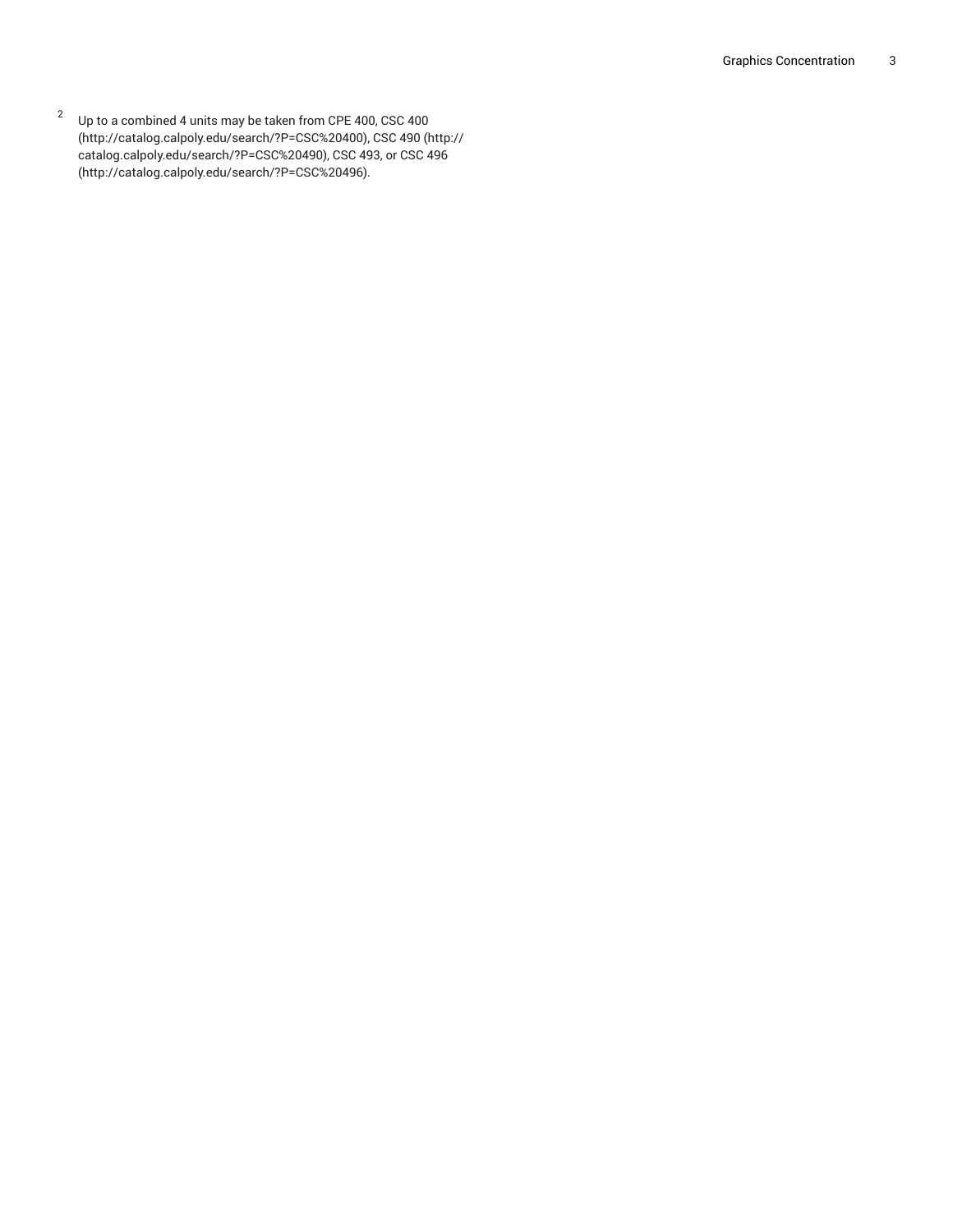[2] Up to a combined 4 units may be taken from CPE 400, CSC 400 (http://catalog.calpoly.edu/search/?P=CSC%20400), CSC 490 (http://catalog.calpoly.edu/search/?P=CSC%20490), CSC 493, or CSC 496 (http://catalog.calpoly.edu/search/?P=CSC%20496).